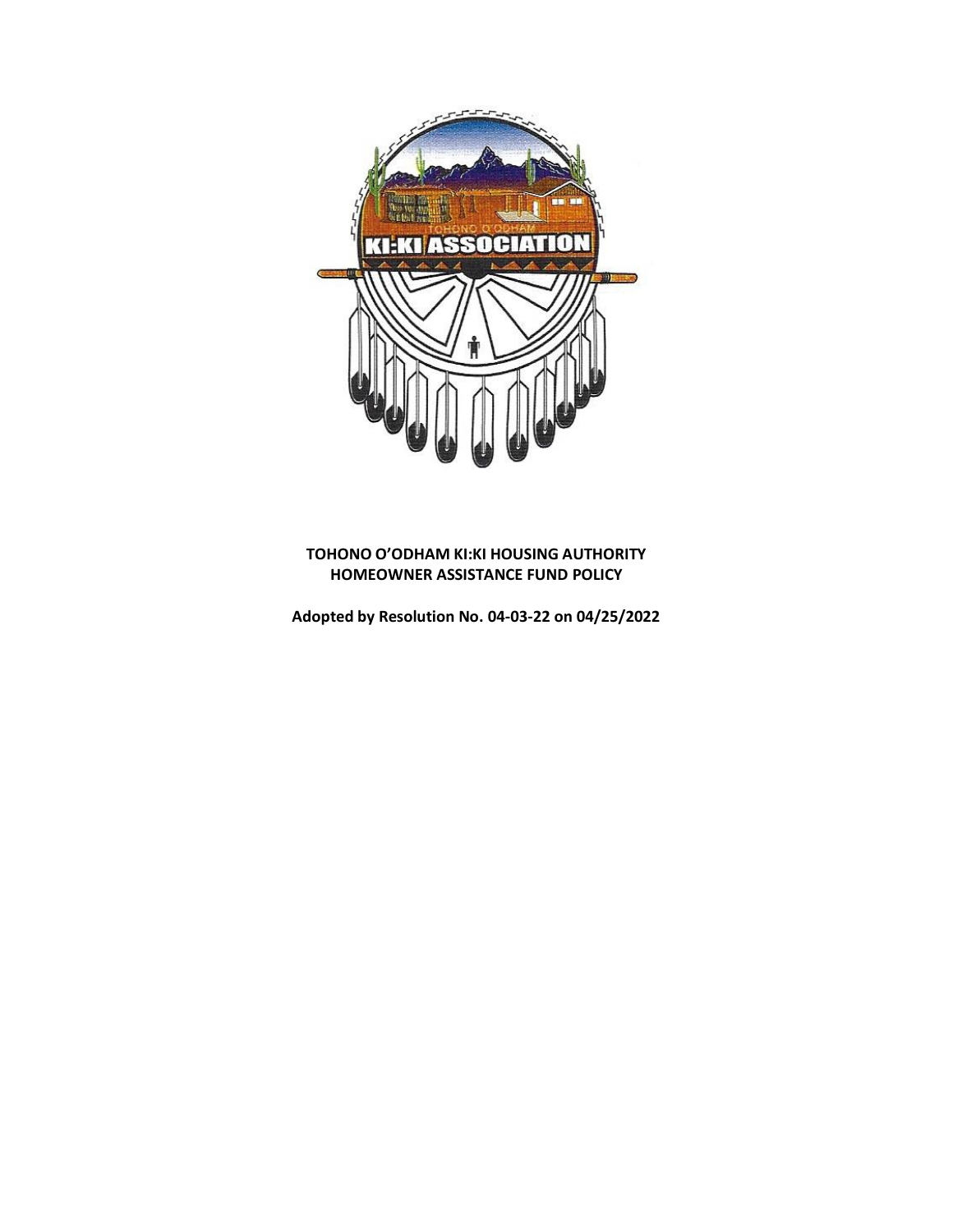**TOHONO O'ODHAM KI:KI HOUSING AUTHORITY**
**HOMEOWNER ASSISTANCE FUND POLICY**

**Adopted by Resolution No. 04-03-22 on 04/25/2022**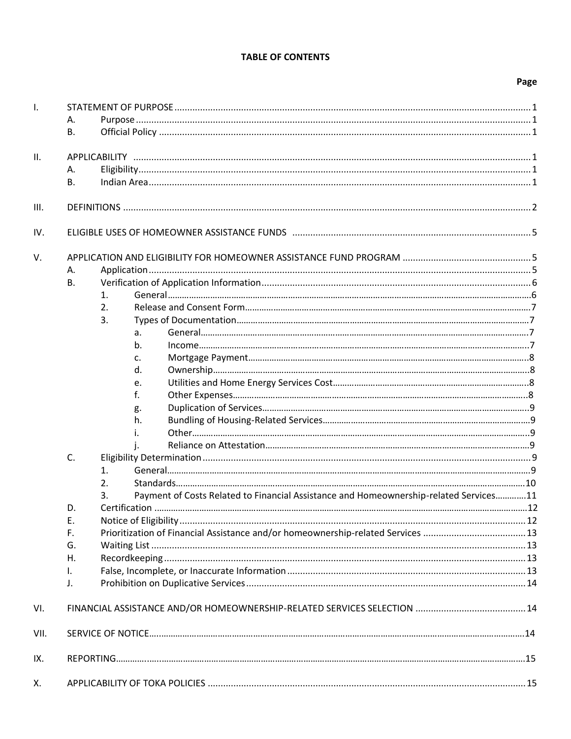# TABLE OF CONTENTS

**Page**

- I. STATEMENT OF PURPOSE ... 1
  - A. Purpose ... 1
  - B. Official Policy ... 1
- II. APPLICABILITY ... 1
  - A. Eligibility ... 1
  - B. Indian Area ... 1
- III. DEFINITIONS ... 2
- IV. ELIGIBLE USES OF HOMEOWNER ASSISTANCE FUNDS ... 5
- V. APPLICATION AND ELIGIBILITY FOR HOMEOWNER ASSISTANCE FUND PROGRAM ... 5
  - A. Application ... 5
  - B. Verification of Application Information ... 6
    - 1. General ... 6
    - 2. Release and Consent Form ... 7
    - 3. Types of Documentation ... 7
      - a. General ... 7
      - b. Income ... 7
      - c. Mortgage Payment ... 8
      - d. Ownership ... 8
      - e. Utilities and Home Energy Services Cost ... 8
      - f. Other Expenses ... 8
      - g. Duplication of Services ... 9
      - h. Bundling of Housing-Related Services ... 9
      - i. Other ... 9
      - j. Reliance on Attestation ... 9
  - C. Eligibility Determination ... 9
    - 1. General ... 9
    - 2. Standards ... 10
    - 3. Payment of Costs Related to Financial Assistance and Homeownership-related Services ... 11
  - D. Certification ... 12
  - E. Notice of Eligibility ... 12
  - F. Prioritization of Financial Assistance and/or homeownership-related Services ... 13
  - G. Waiting List ... 13
  - H. Recordkeeping ... 13
  - I. False, Incomplete, or Inaccurate Information ... 13
  - J. Prohibition on Duplicative Services ... 14
- VI. FINANCIAL ASSISTANCE AND/OR HOMEOWNERSHIP-RELATED SERVICES SELECTION ... 14
- VII. SERVICE OF NOTICE ... 14
- IX. REPORTING ... 15
- X. APPLICABILITY OF TOKA POLICIES ... 15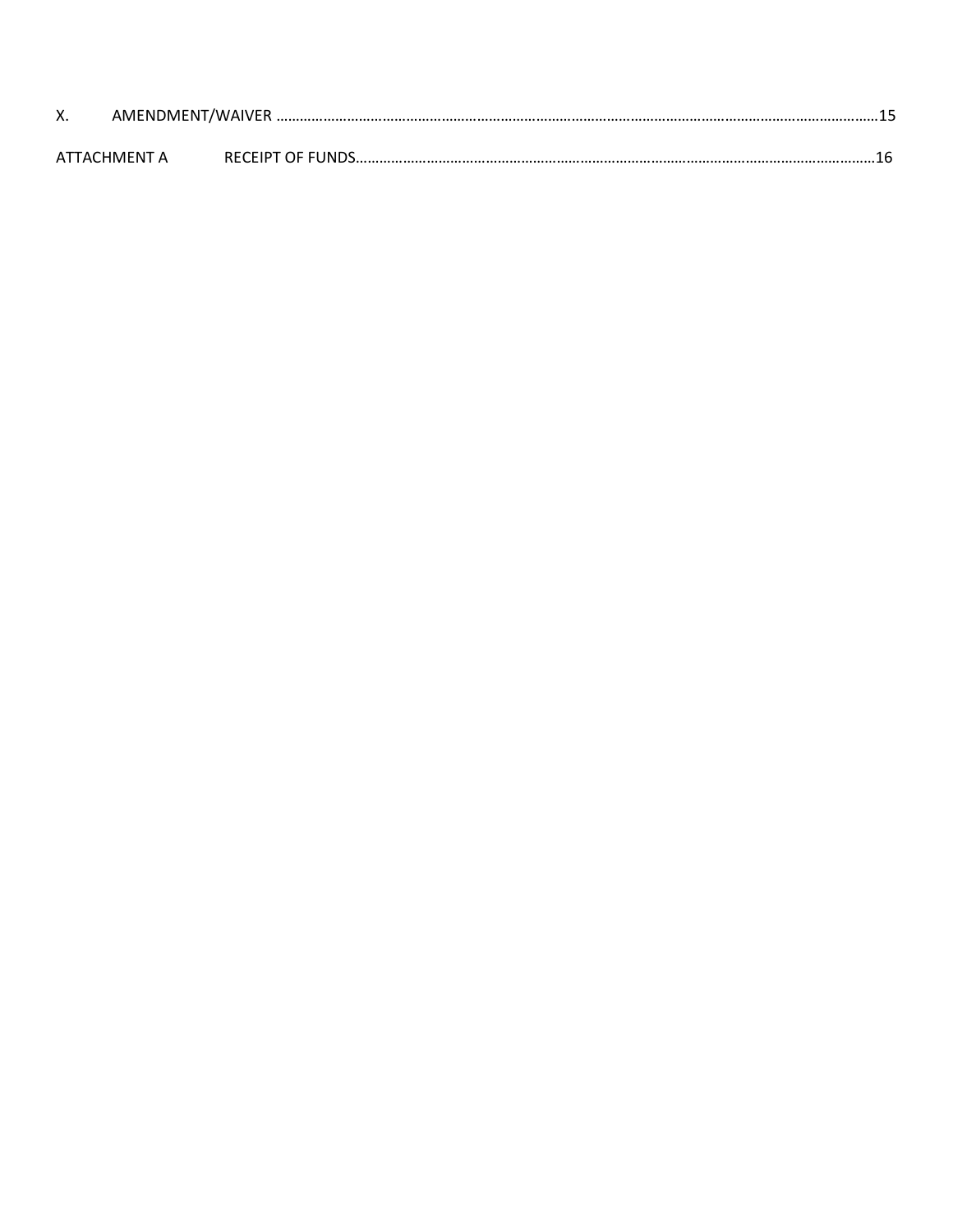X. AMENDMENT/WAIVER ........................................................................................................................................15

ATTACHMENT A RECEIPT OF FUNDS.......................................................................................................................16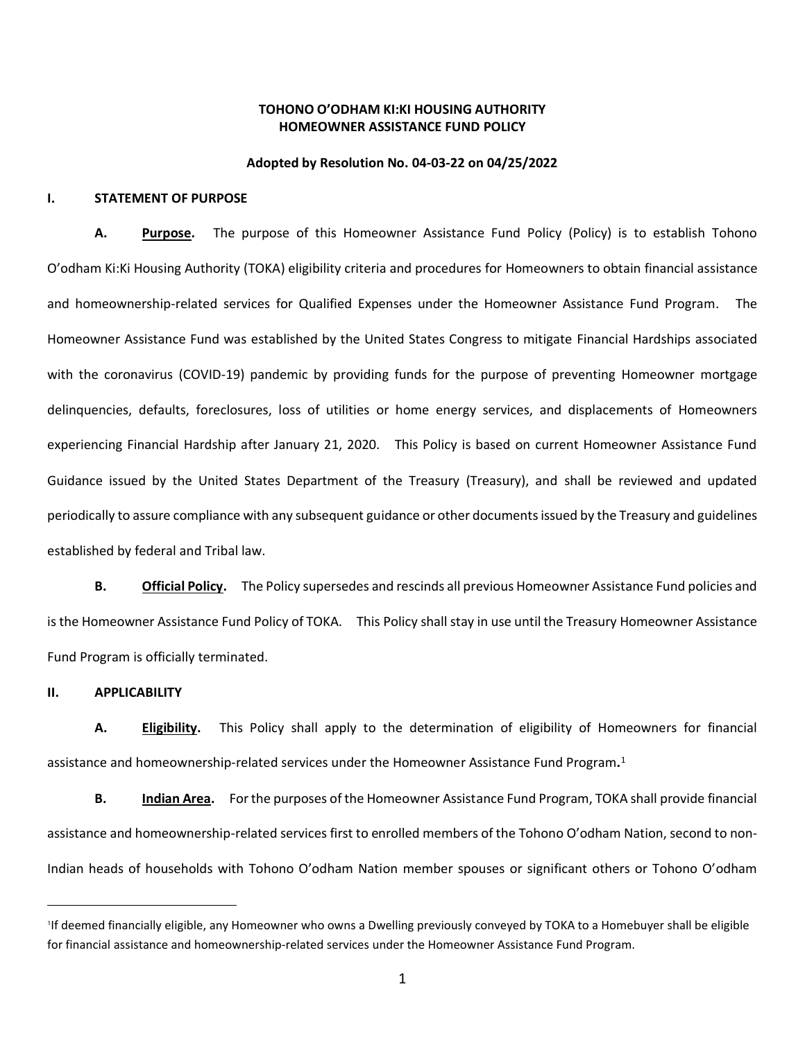**TOHONO O'ODHAM KI:KI HOUSING AUTHORITY**
**HOMEOWNER ASSISTANCE FUND POLICY**

**Adopted by Resolution No. 04-03-22 on 04/25/2022**

## I. STATEMENT OF PURPOSE

**A. Purpose.** The purpose of this Homeowner Assistance Fund Policy (Policy) is to establish Tohono O'odham Ki:Ki Housing Authority (TOKA) eligibility criteria and procedures for Homeowners to obtain financial assistance and homeownership-related services for Qualified Expenses under the Homeowner Assistance Fund Program. The Homeowner Assistance Fund was established by the United States Congress to mitigate Financial Hardships associated with the coronavirus (COVID-19) pandemic by providing funds for the purpose of preventing Homeowner mortgage delinquencies, defaults, foreclosures, loss of utilities or home energy services, and displacements of Homeowners experiencing Financial Hardship after January 21, 2020. This Policy is based on current Homeowner Assistance Fund Guidance issued by the United States Department of the Treasury (Treasury), and shall be reviewed and updated periodically to assure compliance with any subsequent guidance or other documents issued by the Treasury and guidelines established by federal and Tribal law.

**B. Official Policy.** The Policy supersedes and rescinds all previous Homeowner Assistance Fund policies and is the Homeowner Assistance Fund Policy of TOKA. This Policy shall stay in use until the Treasury Homeowner Assistance Fund Program is officially terminated.

## II. APPLICABILITY

**A. Eligibility.** This Policy shall apply to the determination of eligibility of Homeowners for financial assistance and homeownership-related services under the Homeowner Assistance Fund Program.[1]

**B. Indian Area.** For the purposes of the Homeowner Assistance Fund Program, TOKA shall provide financial assistance and homeownership-related services first to enrolled members of the Tohono O'odham Nation, second to non-Indian heads of households with Tohono O'odham Nation member spouses or significant others or Tohono O'odham

---

[1] If deemed financially eligible, any Homeowner who owns a Dwelling previously conveyed by TOKA to a Homebuyer shall be eligible for financial assistance and homeownership-related services under the Homeowner Assistance Fund Program.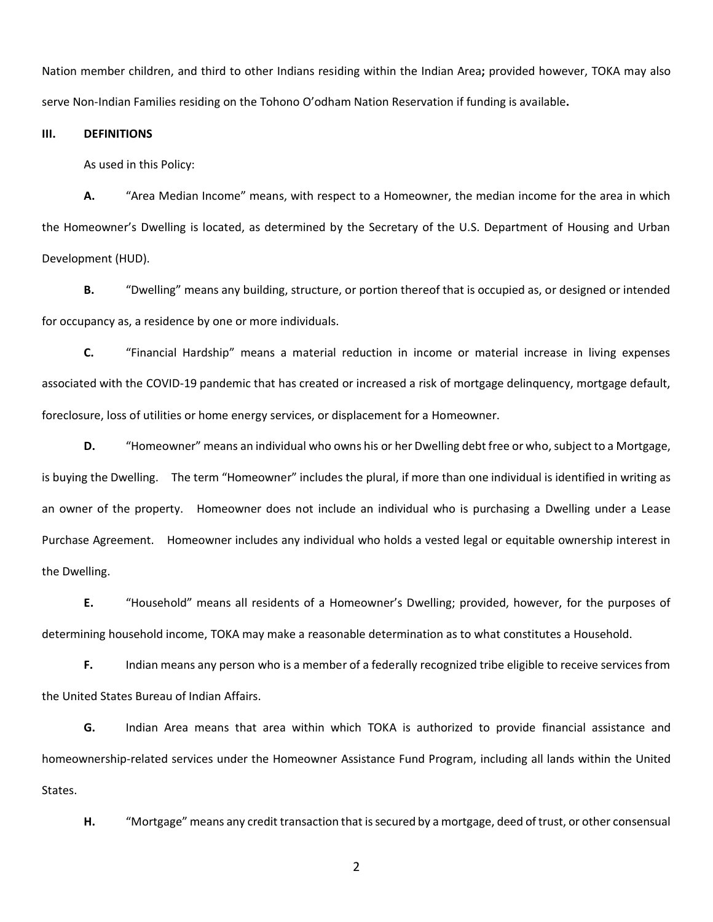Nation member children, and third to other Indians residing within the Indian Area**;** provided however, TOKA may also serve Non-Indian Families residing on the Tohono O'odham Nation Reservation if funding is available**.**

## III. DEFINITIONS

As used in this Policy:

**A.** "Area Median Income" means, with respect to a Homeowner, the median income for the area in which the Homeowner's Dwelling is located, as determined by the Secretary of the U.S. Department of Housing and Urban Development (HUD).

**B.** "Dwelling" means any building, structure, or portion thereof that is occupied as, or designed or intended for occupancy as, a residence by one or more individuals.

**C.** "Financial Hardship" means a material reduction in income or material increase in living expenses associated with the COVID-19 pandemic that has created or increased a risk of mortgage delinquency, mortgage default, foreclosure, loss of utilities or home energy services, or displacement for a Homeowner.

**D.** "Homeowner" means an individual who owns his or her Dwelling debt free or who, subject to a Mortgage, is buying the Dwelling. The term "Homeowner" includes the plural, if more than one individual is identified in writing as an owner of the property. Homeowner does not include an individual who is purchasing a Dwelling under a Lease Purchase Agreement. Homeowner includes any individual who holds a vested legal or equitable ownership interest in the Dwelling.

**E.** "Household" means all residents of a Homeowner's Dwelling; provided, however, for the purposes of determining household income, TOKA may make a reasonable determination as to what constitutes a Household.

**F.** Indian means any person who is a member of a federally recognized tribe eligible to receive services from the United States Bureau of Indian Affairs.

**G.** Indian Area means that area within which TOKA is authorized to provide financial assistance and homeownership-related services under the Homeowner Assistance Fund Program, including all lands within the United States.

**H.** "Mortgage" means any credit transaction that is secured by a mortgage, deed of trust, or other consensual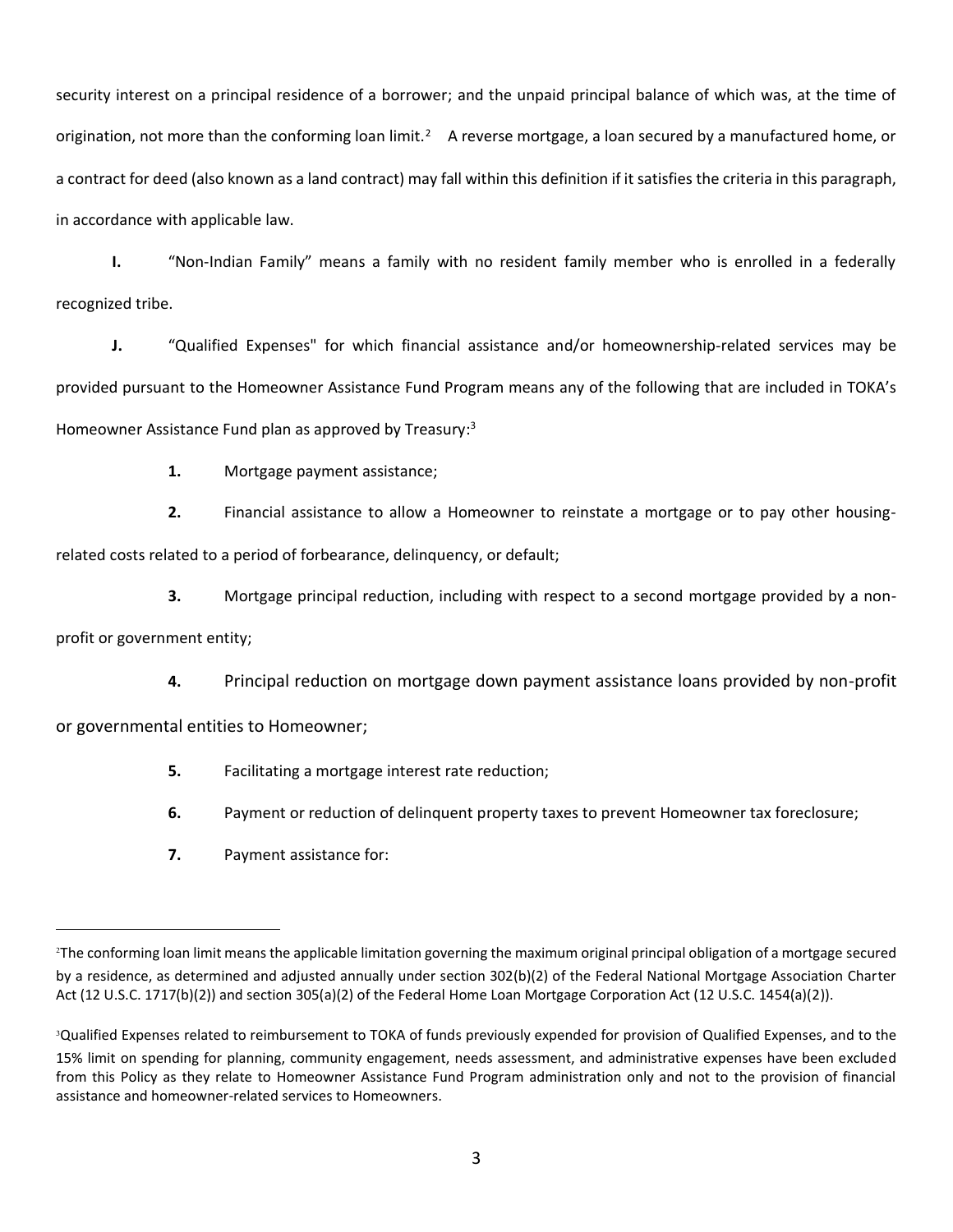security interest on a principal residence of a borrower; and the unpaid principal balance of which was, at the time of origination, not more than the conforming loan limit.[2] A reverse mortgage, a loan secured by a manufactured home, or a contract for deed (also known as a land contract) may fall within this definition if it satisfies the criteria in this paragraph, in accordance with applicable law.

**I.** "Non-Indian Family" means a family with no resident family member who is enrolled in a federally recognized tribe.

**J.** "Qualified Expenses" for which financial assistance and/or homeownership-related services may be provided pursuant to the Homeowner Assistance Fund Program means any of the following that are included in TOKA's Homeowner Assistance Fund plan as approved by Treasury:[3]

**1.** Mortgage payment assistance;

**2.** Financial assistance to allow a Homeowner to reinstate a mortgage or to pay other housing-related costs related to a period of forbearance, delinquency, or default;

**3.** Mortgage principal reduction, including with respect to a second mortgage provided by a non-profit or government entity;

**4.** Principal reduction on mortgage down payment assistance loans provided by non-profit or governmental entities to Homeowner;

**5.** Facilitating a mortgage interest rate reduction;

**6.** Payment or reduction of delinquent property taxes to prevent Homeowner tax foreclosure;

**7.** Payment assistance for:

---

[2] The conforming loan limit means the applicable limitation governing the maximum original principal obligation of a mortgage secured by a residence, as determined and adjusted annually under section 302(b)(2) of the Federal National Mortgage Association Charter Act (12 U.S.C. 1717(b)(2)) and section 305(a)(2) of the Federal Home Loan Mortgage Corporation Act (12 U.S.C. 1454(a)(2)).

[3] Qualified Expenses related to reimbursement to TOKA of funds previously expended for provision of Qualified Expenses, and to the 15% limit on spending for planning, community engagement, needs assessment, and administrative expenses have been excluded from this Policy as they relate to Homeowner Assistance Fund Program administration only and not to the provision of financial assistance and homeowner-related services to Homeowners.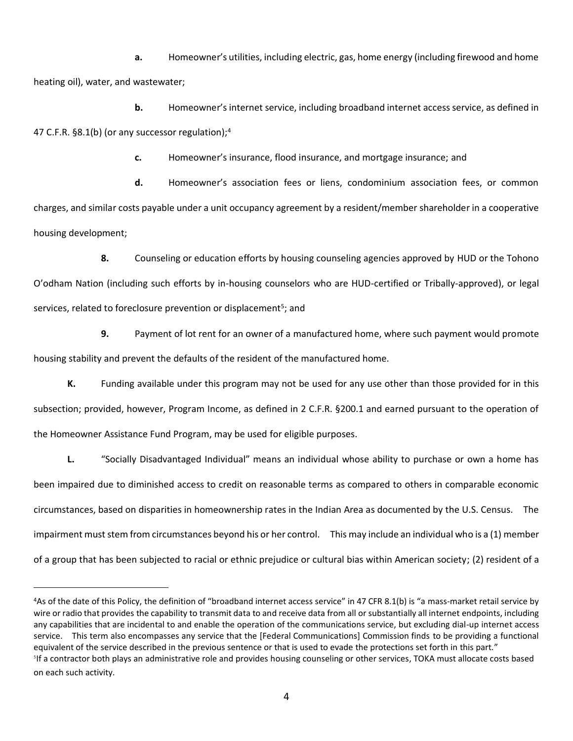**a.** Homeowner's utilities, including electric, gas, home energy (including firewood and home heating oil), water, and wastewater;

**b.** Homeowner's internet service, including broadband internet access service, as defined in 47 C.F.R. §8.1(b) (or any successor regulation);[4]

**c.** Homeowner's insurance, flood insurance, and mortgage insurance; and

**d.** Homeowner's association fees or liens, condominium association fees, or common charges, and similar costs payable under a unit occupancy agreement by a resident/member shareholder in a cooperative housing development;

**8.** Counseling or education efforts by housing counseling agencies approved by HUD or the Tohono O'odham Nation (including such efforts by in-housing counselors who are HUD-certified or Tribally-approved), or legal services, related to foreclosure prevention or displacement[5]; and

**9.** Payment of lot rent for an owner of a manufactured home, where such payment would promote housing stability and prevent the defaults of the resident of the manufactured home.

**K.** Funding available under this program may not be used for any use other than those provided for in this subsection; provided, however, Program Income, as defined in 2 C.F.R. §200.1 and earned pursuant to the operation of the Homeowner Assistance Fund Program, may be used for eligible purposes.

**L.** "Socially Disadvantaged Individual" means an individual whose ability to purchase or own a home has been impaired due to diminished access to credit on reasonable terms as compared to others in comparable economic circumstances, based on disparities in homeownership rates in the Indian Area as documented by the U.S. Census. The impairment must stem from circumstances beyond his or her control. This may include an individual who is a (1) member of a group that has been subjected to racial or ethnic prejudice or cultural bias within American society; (2) resident of a

---

[4] As of the date of this Policy, the definition of "broadband internet access service" in 47 CFR 8.1(b) is "a mass-market retail service by wire or radio that provides the capability to transmit data to and receive data from all or substantially all internet endpoints, including any capabilities that are incidental to and enable the operation of the communications service, but excluding dial-up internet access service. This term also encompasses any service that the [Federal Communications] Commission finds to be providing a functional equivalent of the service described in the previous sentence or that is used to evade the protections set forth in this part."

[5] If a contractor both plays an administrative role and provides housing counseling or other services, TOKA must allocate costs based on each such activity.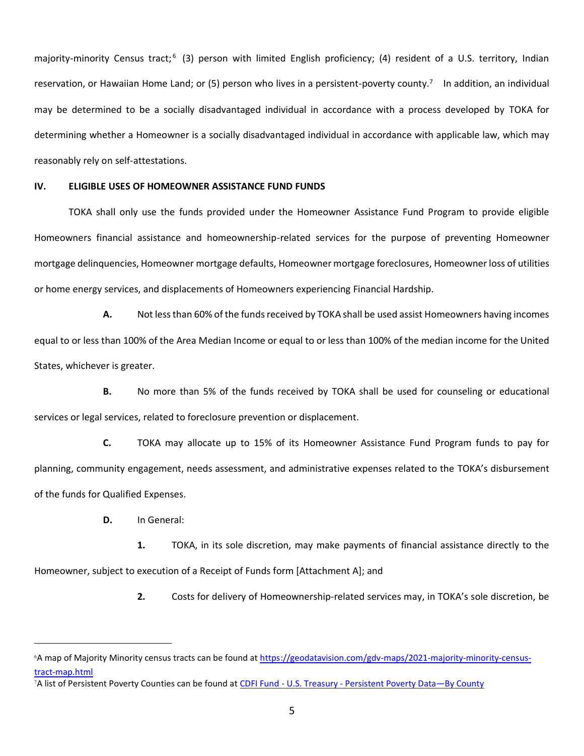majority-minority Census tract;[6] (3) person with limited English proficiency; (4) resident of a U.S. territory, Indian reservation, or Hawaiian Home Land; or (5) person who lives in a persistent-poverty county.[7] In addition, an individual may be determined to be a socially disadvantaged individual in accordance with a process developed by TOKA for determining whether a Homeowner is a socially disadvantaged individual in accordance with applicable law, which may reasonably rely on self-attestations.

## IV. ELIGIBLE USES OF HOMEOWNER ASSISTANCE FUND FUNDS

TOKA shall only use the funds provided under the Homeowner Assistance Fund Program to provide eligible Homeowners financial assistance and homeownership-related services for the purpose of preventing Homeowner mortgage delinquencies, Homeowner mortgage defaults, Homeowner mortgage foreclosures, Homeowner loss of utilities or home energy services, and displacements of Homeowners experiencing Financial Hardship.

**A.** Not less than 60% of the funds received by TOKA shall be used assist Homeowners having incomes equal to or less than 100% of the Area Median Income or equal to or less than 100% of the median income for the United States, whichever is greater.

**B.** No more than 5% of the funds received by TOKA shall be used for counseling or educational services or legal services, related to foreclosure prevention or displacement.

**C.** TOKA may allocate up to 15% of its Homeowner Assistance Fund Program funds to pay for planning, community engagement, needs assessment, and administrative expenses related to the TOKA's disbursement of the funds for Qualified Expenses.

**D.** In General:

**1.** TOKA, in its sole discretion, may make payments of financial assistance directly to the Homeowner, subject to execution of a Receipt of Funds form [Attachment A]; and

**2.** Costs for delivery of Homeownership-related services may, in TOKA's sole discretion, be

---

[6] A map of Majority Minority census tracts can be found at [https://geodatavision.com/gdv-maps/2021-majority-minority-census-tract-map.html](https://geodatavision.com/gdv-maps/2021-majority-minority-census-tract-map.html)

[7] A list of Persistent Poverty Counties can be found at CDFI Fund - U.S. Treasury - Persistent Poverty Data—By County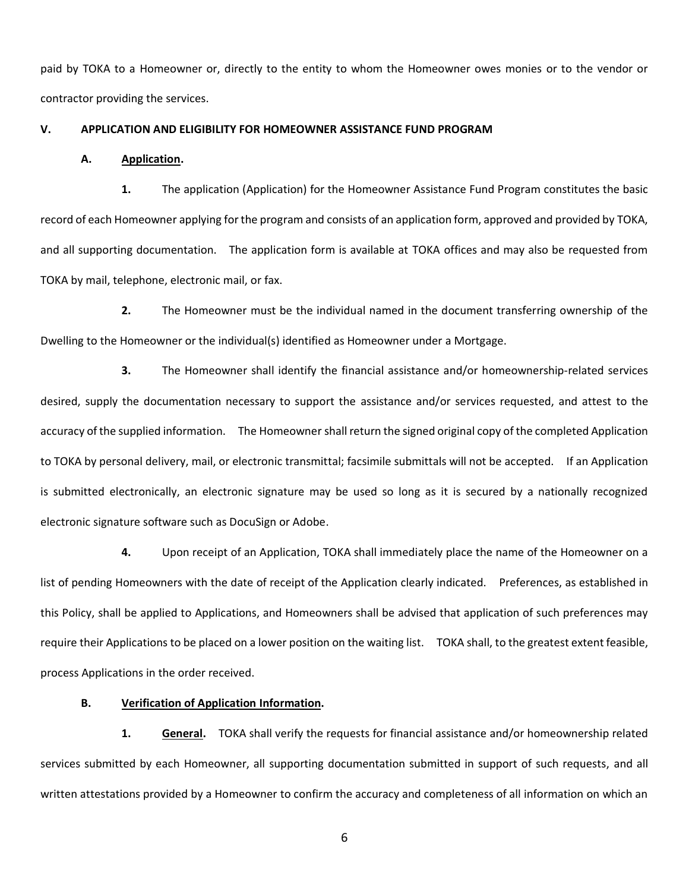paid by TOKA to a Homeowner or, directly to the entity to whom the Homeowner owes monies or to the vendor or contractor providing the services.

## V. APPLICATION AND ELIGIBILITY FOR HOMEOWNER ASSISTANCE FUND PROGRAM

### A. Application.

**1.** The application (Application) for the Homeowner Assistance Fund Program constitutes the basic record of each Homeowner applying for the program and consists of an application form, approved and provided by TOKA, and all supporting documentation. The application form is available at TOKA offices and may also be requested from TOKA by mail, telephone, electronic mail, or fax.

**2.** The Homeowner must be the individual named in the document transferring ownership of the Dwelling to the Homeowner or the individual(s) identified as Homeowner under a Mortgage.

**3.** The Homeowner shall identify the financial assistance and/or homeownership-related services desired, supply the documentation necessary to support the assistance and/or services requested, and attest to the accuracy of the supplied information. The Homeowner shall return the signed original copy of the completed Application to TOKA by personal delivery, mail, or electronic transmittal; facsimile submittals will not be accepted. If an Application is submitted electronically, an electronic signature may be used so long as it is secured by a nationally recognized electronic signature software such as DocuSign or Adobe.

**4.** Upon receipt of an Application, TOKA shall immediately place the name of the Homeowner on a list of pending Homeowners with the date of receipt of the Application clearly indicated. Preferences, as established in this Policy, shall be applied to Applications, and Homeowners shall be advised that application of such preferences may require their Applications to be placed on a lower position on the waiting list. TOKA shall, to the greatest extent feasible, process Applications in the order received.

### B. Verification of Application Information.

**1. General.** TOKA shall verify the requests for financial assistance and/or homeownership related services submitted by each Homeowner, all supporting documentation submitted in support of such requests, and all written attestations provided by a Homeowner to confirm the accuracy and completeness of all information on which an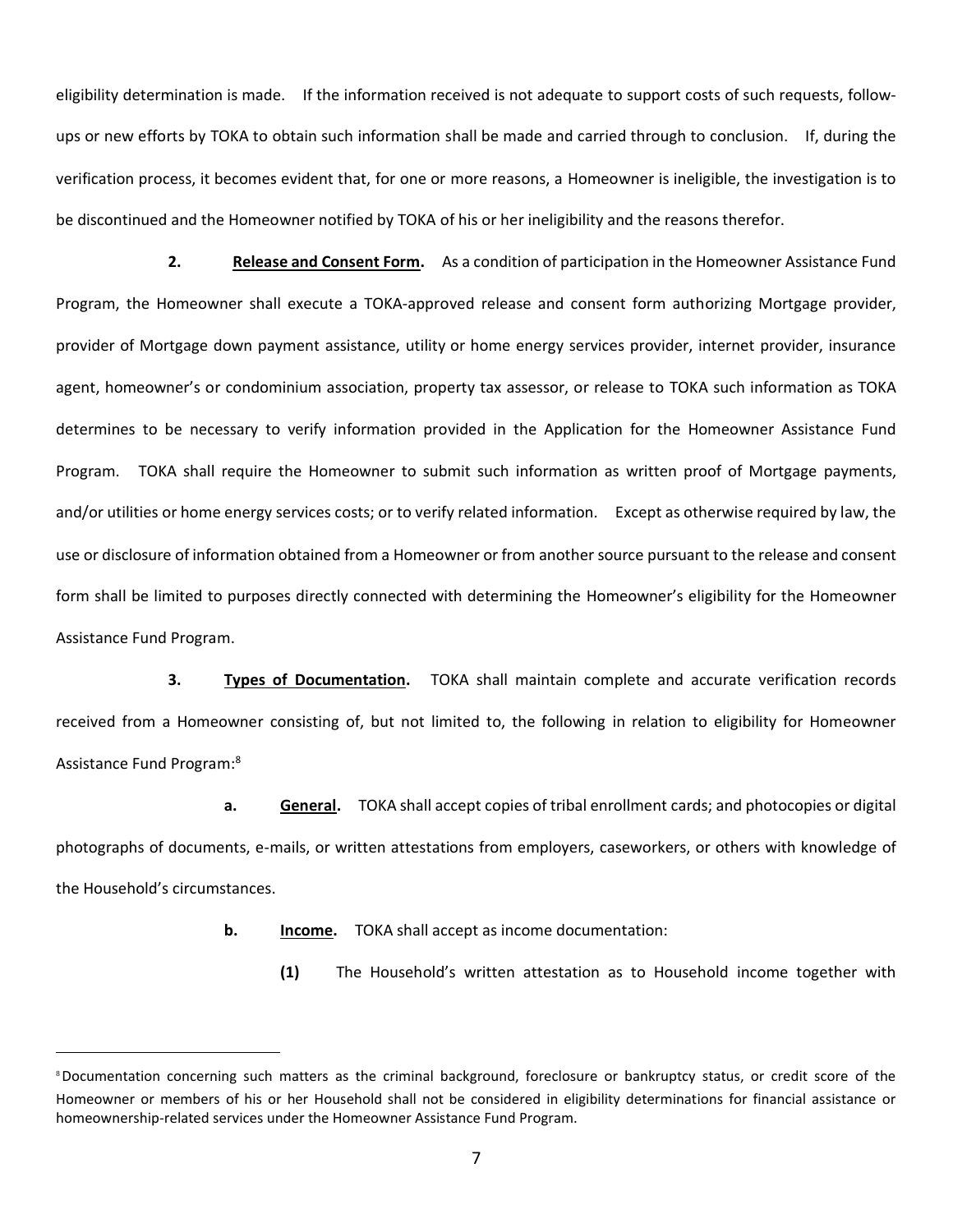eligibility determination is made. If the information received is not adequate to support costs of such requests, follow-ups or new efforts by TOKA to obtain such information shall be made and carried through to conclusion. If, during the verification process, it becomes evident that, for one or more reasons, a Homeowner is ineligible, the investigation is to be discontinued and the Homeowner notified by TOKA of his or her ineligibility and the reasons therefor.

**2. Release and Consent Form.** As a condition of participation in the Homeowner Assistance Fund Program, the Homeowner shall execute a TOKA-approved release and consent form authorizing Mortgage provider, provider of Mortgage down payment assistance, utility or home energy services provider, internet provider, insurance agent, homeowner's or condominium association, property tax assessor, or release to TOKA such information as TOKA determines to be necessary to verify information provided in the Application for the Homeowner Assistance Fund Program. TOKA shall require the Homeowner to submit such information as written proof of Mortgage payments, and/or utilities or home energy services costs; or to verify related information. Except as otherwise required by law, the use or disclosure of information obtained from a Homeowner or from another source pursuant to the release and consent form shall be limited to purposes directly connected with determining the Homeowner's eligibility for the Homeowner Assistance Fund Program.

**3. Types of Documentation.** TOKA shall maintain complete and accurate verification records received from a Homeowner consisting of, but not limited to, the following in relation to eligibility for Homeowner Assistance Fund Program:[8]

**a. General.** TOKA shall accept copies of tribal enrollment cards; and photocopies or digital photographs of documents, e-mails, or written attestations from employers, caseworkers, or others with knowledge of the Household's circumstances.

**b. Income.** TOKA shall accept as income documentation:

**(1)** The Household's written attestation as to Household income together with

---

[8] Documentation concerning such matters as the criminal background, foreclosure or bankruptcy status, or credit score of the Homeowner or members of his or her Household shall not be considered in eligibility determinations for financial assistance or homeownership-related services under the Homeowner Assistance Fund Program.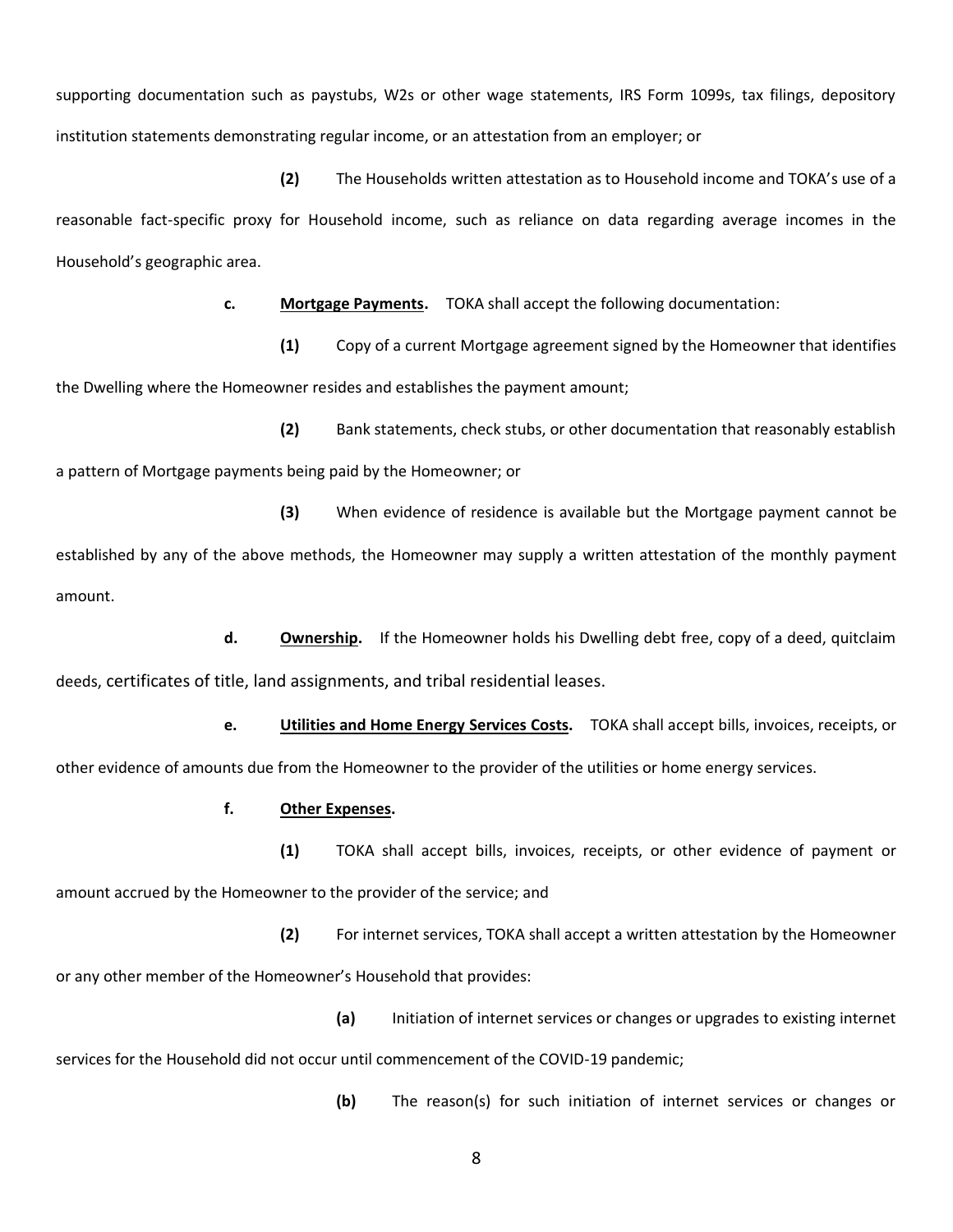supporting documentation such as paystubs, W2s or other wage statements, IRS Form 1099s, tax filings, depository institution statements demonstrating regular income, or an attestation from an employer; or

**(2)** The Households written attestation as to Household income and TOKA's use of a reasonable fact-specific proxy for Household income, such as reliance on data regarding average incomes in the Household's geographic area.

**c.** **Mortgage Payments.** TOKA shall accept the following documentation:

**(1)** Copy of a current Mortgage agreement signed by the Homeowner that identifies the Dwelling where the Homeowner resides and establishes the payment amount;

**(2)** Bank statements, check stubs, or other documentation that reasonably establish a pattern of Mortgage payments being paid by the Homeowner; or

**(3)** When evidence of residence is available but the Mortgage payment cannot be established by any of the above methods, the Homeowner may supply a written attestation of the monthly payment amount.

**d.** **Ownership.** If the Homeowner holds his Dwelling debt free, copy of a deed, quitclaim deeds, certificates of title, land assignments, and tribal residential leases.

**e.** **Utilities and Home Energy Services Costs.** TOKA shall accept bills, invoices, receipts, or other evidence of amounts due from the Homeowner to the provider of the utilities or home energy services.

**f.** **Other Expenses.**

**(1)** TOKA shall accept bills, invoices, receipts, or other evidence of payment or amount accrued by the Homeowner to the provider of the service; and

**(2)** For internet services, TOKA shall accept a written attestation by the Homeowner or any other member of the Homeowner's Household that provides:

**(a)** Initiation of internet services or changes or upgrades to existing internet services for the Household did not occur until commencement of the COVID-19 pandemic;

**(b)** The reason(s) for such initiation of internet services or changes or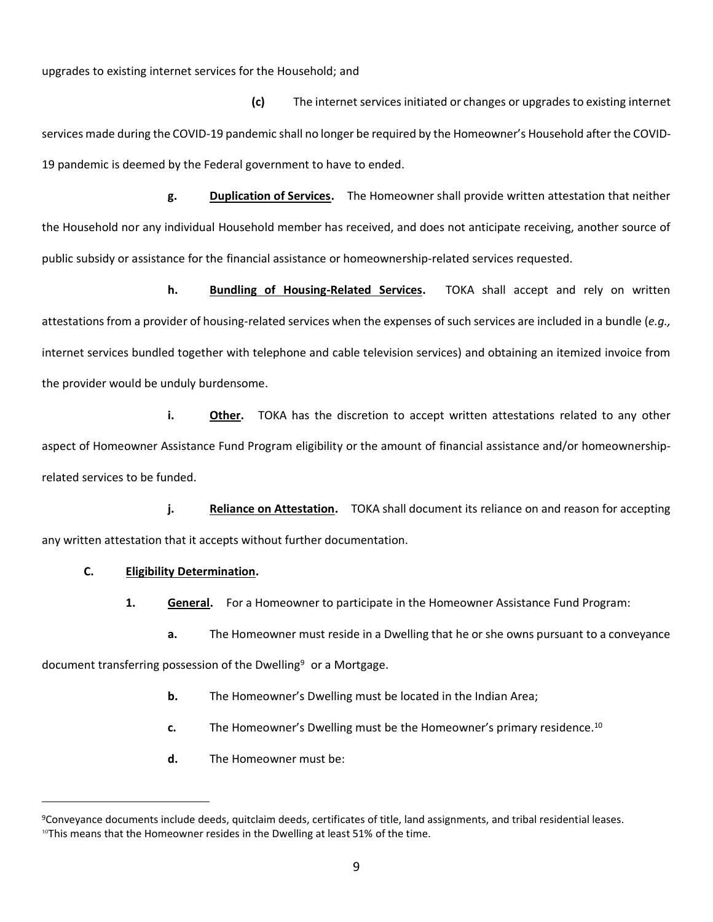upgrades to existing internet services for the Household; and

**(c)** The internet services initiated or changes or upgrades to existing internet services made during the COVID-19 pandemic shall no longer be required by the Homeowner's Household after the COVID-19 pandemic is deemed by the Federal government to have to ended.

**g. <u>Duplication of Services</u>.** The Homeowner shall provide written attestation that neither the Household nor any individual Household member has received, and does not anticipate receiving, another source of public subsidy or assistance for the financial assistance or homeownership-related services requested.

**h. <u>Bundling of Housing-Related Services</u>.** TOKA shall accept and rely on written attestations from a provider of housing-related services when the expenses of such services are included in a bundle (*e.g.,* internet services bundled together with telephone and cable television services) and obtaining an itemized invoice from the provider would be unduly burdensome.

**i. <u>Other</u>.** TOKA has the discretion to accept written attestations related to any other aspect of Homeowner Assistance Fund Program eligibility or the amount of financial assistance and/or homeownership-related services to be funded.

**j. <u>Reliance on Attestation</u>.** TOKA shall document its reliance on and reason for accepting any written attestation that it accepts without further documentation.

**C. <u>Eligibility Determination</u>.**

**1. <u>General</u>.** For a Homeowner to participate in the Homeowner Assistance Fund Program:

**a.** The Homeowner must reside in a Dwelling that he or she owns pursuant to a conveyance document transferring possession of the Dwelling[9] or a Mortgage.

**b.** The Homeowner's Dwelling must be located in the Indian Area;

**c.** The Homeowner's Dwelling must be the Homeowner's primary residence.[10]

**d.** The Homeowner must be:

---

[9] Conveyance documents include deeds, quitclaim deeds, certificates of title, land assignments, and tribal residential leases.

[10] This means that the Homeowner resides in the Dwelling at least 51% of the time.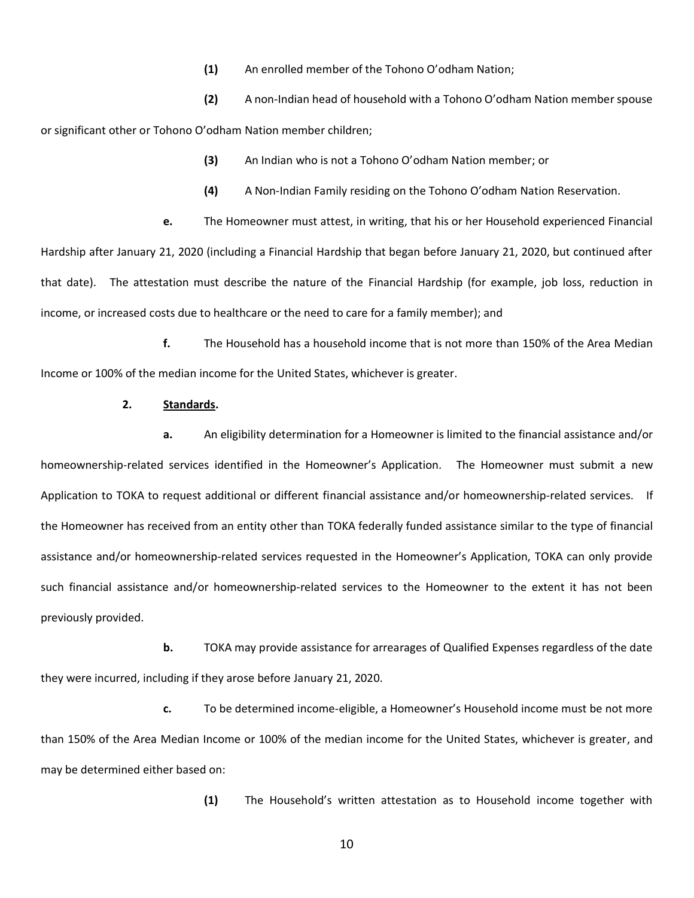**(1)** An enrolled member of the Tohono O'odham Nation;

**(2)** A non-Indian head of household with a Tohono O'odham Nation member spouse or significant other or Tohono O'odham Nation member children;

**(3)** An Indian who is not a Tohono O'odham Nation member; or

**(4)** A Non-Indian Family residing on the Tohono O'odham Nation Reservation.

**e.** The Homeowner must attest, in writing, that his or her Household experienced Financial Hardship after January 21, 2020 (including a Financial Hardship that began before January 21, 2020, but continued after that date). The attestation must describe the nature of the Financial Hardship (for example, job loss, reduction in income, or increased costs due to healthcare or the need to care for a family member); and

**f.** The Household has a household income that is not more than 150% of the Area Median Income or 100% of the median income for the United States, whichever is greater.

**2. Standards.**

**a.** An eligibility determination for a Homeowner is limited to the financial assistance and/or homeownership-related services identified in the Homeowner's Application. The Homeowner must submit a new Application to TOKA to request additional or different financial assistance and/or homeownership-related services. If the Homeowner has received from an entity other than TOKA federally funded assistance similar to the type of financial assistance and/or homeownership-related services requested in the Homeowner's Application, TOKA can only provide such financial assistance and/or homeownership-related services to the Homeowner to the extent it has not been previously provided.

**b.** TOKA may provide assistance for arrearages of Qualified Expenses regardless of the date they were incurred, including if they arose before January 21, 2020.

**c.** To be determined income-eligible, a Homeowner's Household income must be not more than 150% of the Area Median Income or 100% of the median income for the United States, whichever is greater, and may be determined either based on:

**(1)** The Household's written attestation as to Household income together with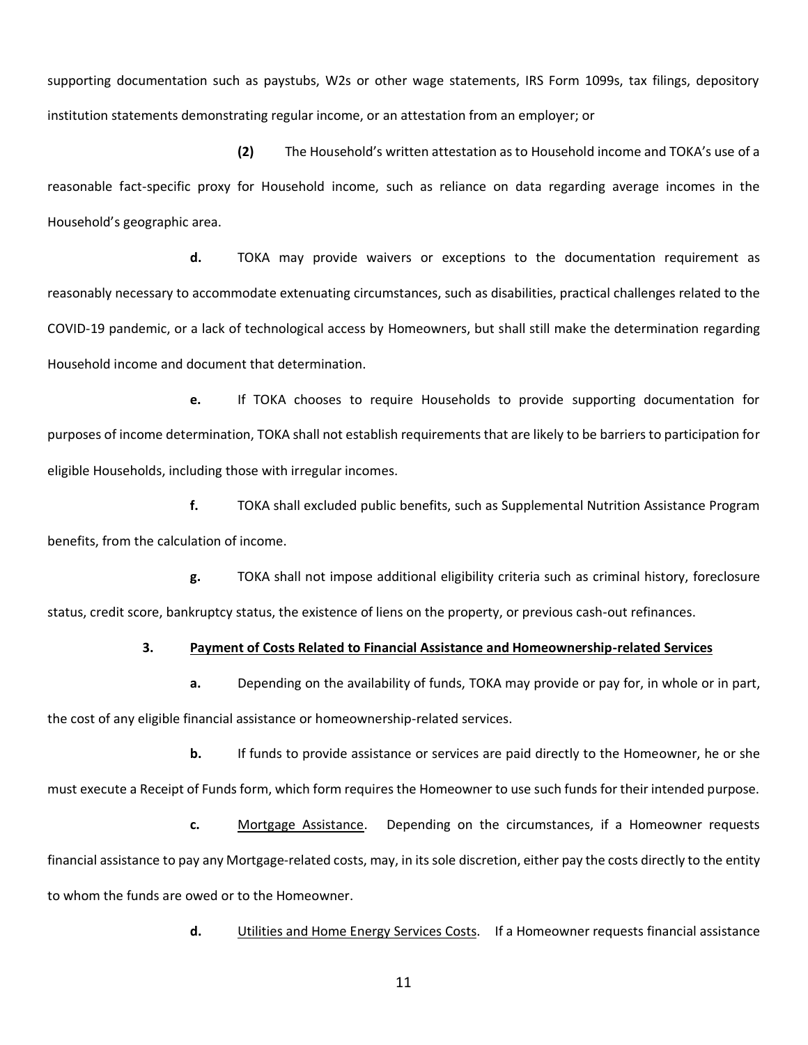supporting documentation such as paystubs, W2s or other wage statements, IRS Form 1099s, tax filings, depository institution statements demonstrating regular income, or an attestation from an employer; or

**(2)** The Household's written attestation as to Household income and TOKA's use of a reasonable fact-specific proxy for Household income, such as reliance on data regarding average incomes in the Household's geographic area.

**d.** TOKA may provide waivers or exceptions to the documentation requirement as reasonably necessary to accommodate extenuating circumstances, such as disabilities, practical challenges related to the COVID-19 pandemic, or a lack of technological access by Homeowners, but shall still make the determination regarding Household income and document that determination.

**e.** If TOKA chooses to require Households to provide supporting documentation for purposes of income determination, TOKA shall not establish requirements that are likely to be barriers to participation for eligible Households, including those with irregular incomes.

**f.** TOKA shall excluded public benefits, such as Supplemental Nutrition Assistance Program benefits, from the calculation of income.

**g.** TOKA shall not impose additional eligibility criteria such as criminal history, foreclosure status, credit score, bankruptcy status, the existence of liens on the property, or previous cash-out refinances.

**3. Payment of Costs Related to Financial Assistance and Homeownership-related Services**

**a.** Depending on the availability of funds, TOKA may provide or pay for, in whole or in part, the cost of any eligible financial assistance or homeownership-related services.

**b.** If funds to provide assistance or services are paid directly to the Homeowner, he or she must execute a Receipt of Funds form, which form requires the Homeowner to use such funds for their intended purpose.

**c.** Mortgage Assistance. Depending on the circumstances, if a Homeowner requests financial assistance to pay any Mortgage-related costs, may, in its sole discretion, either pay the costs directly to the entity to whom the funds are owed or to the Homeowner.

**d.** Utilities and Home Energy Services Costs. If a Homeowner requests financial assistance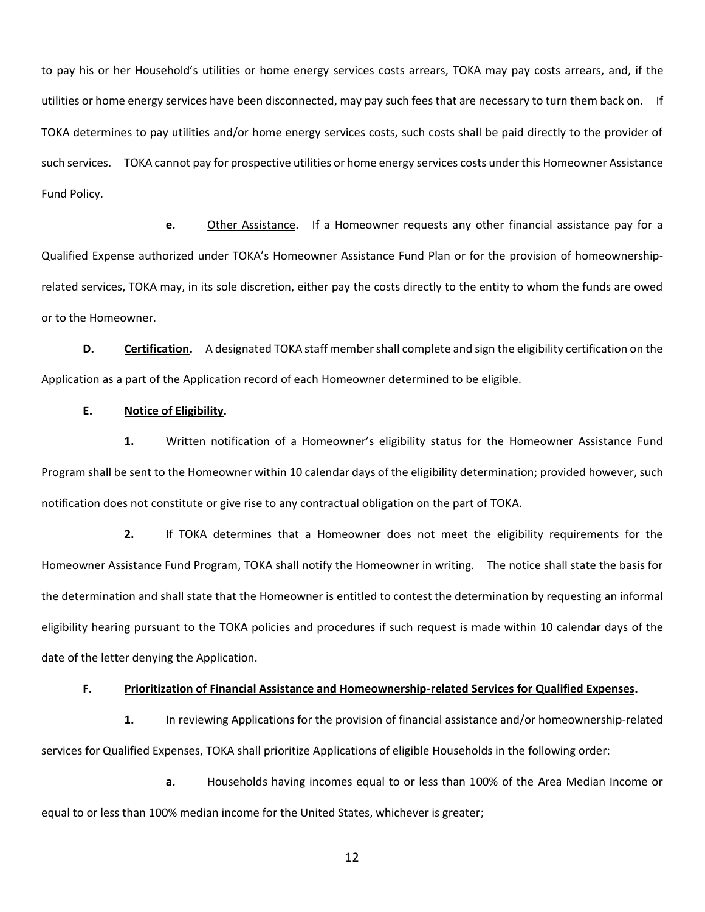to pay his or her Household's utilities or home energy services costs arrears, TOKA may pay costs arrears, and, if the utilities or home energy services have been disconnected, may pay such fees that are necessary to turn them back on. If TOKA determines to pay utilities and/or home energy services costs, such costs shall be paid directly to the provider of such services. TOKA cannot pay for prospective utilities or home energy services costs under this Homeowner Assistance Fund Policy.

**e.** Other Assistance. If a Homeowner requests any other financial assistance pay for a Qualified Expense authorized under TOKA's Homeowner Assistance Fund Plan or for the provision of homeownership-related services, TOKA may, in its sole discretion, either pay the costs directly to the entity to whom the funds are owed or to the Homeowner.

**D. Certification.** A designated TOKA staff member shall complete and sign the eligibility certification on the Application as a part of the Application record of each Homeowner determined to be eligible.

**E. Notice of Eligibility.**

**1.** Written notification of a Homeowner's eligibility status for the Homeowner Assistance Fund Program shall be sent to the Homeowner within 10 calendar days of the eligibility determination; provided however, such notification does not constitute or give rise to any contractual obligation on the part of TOKA.

**2.** If TOKA determines that a Homeowner does not meet the eligibility requirements for the Homeowner Assistance Fund Program, TOKA shall notify the Homeowner in writing. The notice shall state the basis for the determination and shall state that the Homeowner is entitled to contest the determination by requesting an informal eligibility hearing pursuant to the TOKA policies and procedures if such request is made within 10 calendar days of the date of the letter denying the Application.

**F. Prioritization of Financial Assistance and Homeownership-related Services for Qualified Expenses.**

**1.** In reviewing Applications for the provision of financial assistance and/or homeownership-related services for Qualified Expenses, TOKA shall prioritize Applications of eligible Households in the following order:

**a.** Households having incomes equal to or less than 100% of the Area Median Income or equal to or less than 100% median income for the United States, whichever is greater;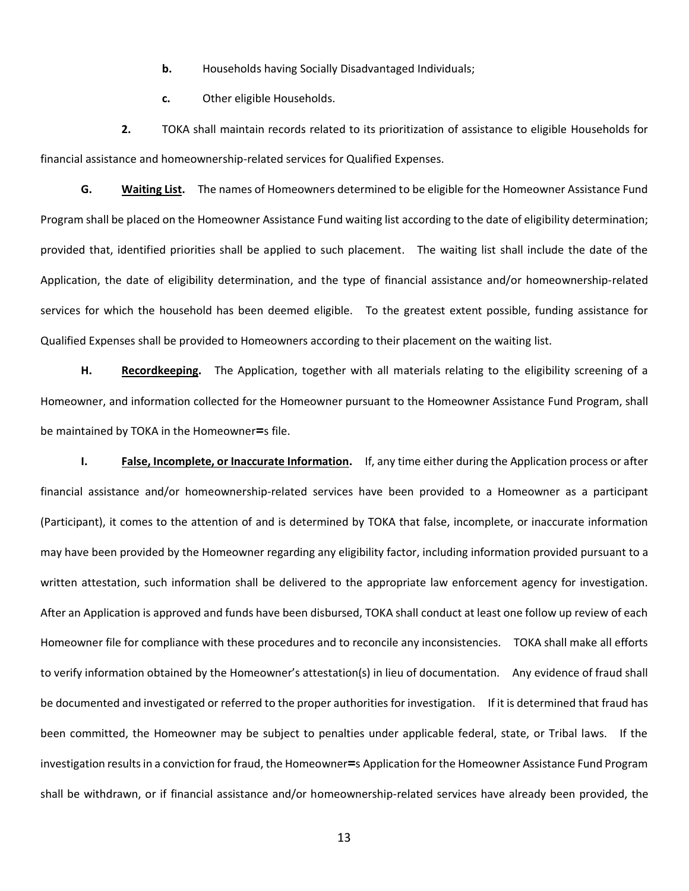**b.** Households having Socially Disadvantaged Individuals;

**c.** Other eligible Households.

**2.** TOKA shall maintain records related to its prioritization of assistance to eligible Households for financial assistance and homeownership-related services for Qualified Expenses.

**G. <u>Waiting List</u>.** The names of Homeowners determined to be eligible for the Homeowner Assistance Fund Program shall be placed on the Homeowner Assistance Fund waiting list according to the date of eligibility determination; provided that, identified priorities shall be applied to such placement. The waiting list shall include the date of the Application, the date of eligibility determination, and the type of financial assistance and/or homeownership-related services for which the household has been deemed eligible. To the greatest extent possible, funding assistance for Qualified Expenses shall be provided to Homeowners according to their placement on the waiting list.

**H. <u>Recordkeeping</u>.** The Application, together with all materials relating to the eligibility screening of a Homeowner, and information collected for the Homeowner pursuant to the Homeowner Assistance Fund Program, shall be maintained by TOKA in the Homeowner=s file.

**I. <u>False, Incomplete, or Inaccurate Information</u>.** If, any time either during the Application process or after financial assistance and/or homeownership-related services have been provided to a Homeowner as a participant (Participant), it comes to the attention of and is determined by TOKA that false, incomplete, or inaccurate information may have been provided by the Homeowner regarding any eligibility factor, including information provided pursuant to a written attestation, such information shall be delivered to the appropriate law enforcement agency for investigation. After an Application is approved and funds have been disbursed, TOKA shall conduct at least one follow up review of each Homeowner file for compliance with these procedures and to reconcile any inconsistencies. TOKA shall make all efforts to verify information obtained by the Homeowner's attestation(s) in lieu of documentation. Any evidence of fraud shall be documented and investigated or referred to the proper authorities for investigation. If it is determined that fraud has been committed, the Homeowner may be subject to penalties under applicable federal, state, or Tribal laws. If the investigation results in a conviction for fraud, the Homeowner=s Application for the Homeowner Assistance Fund Program shall be withdrawn, or if financial assistance and/or homeownership-related services have already been provided, the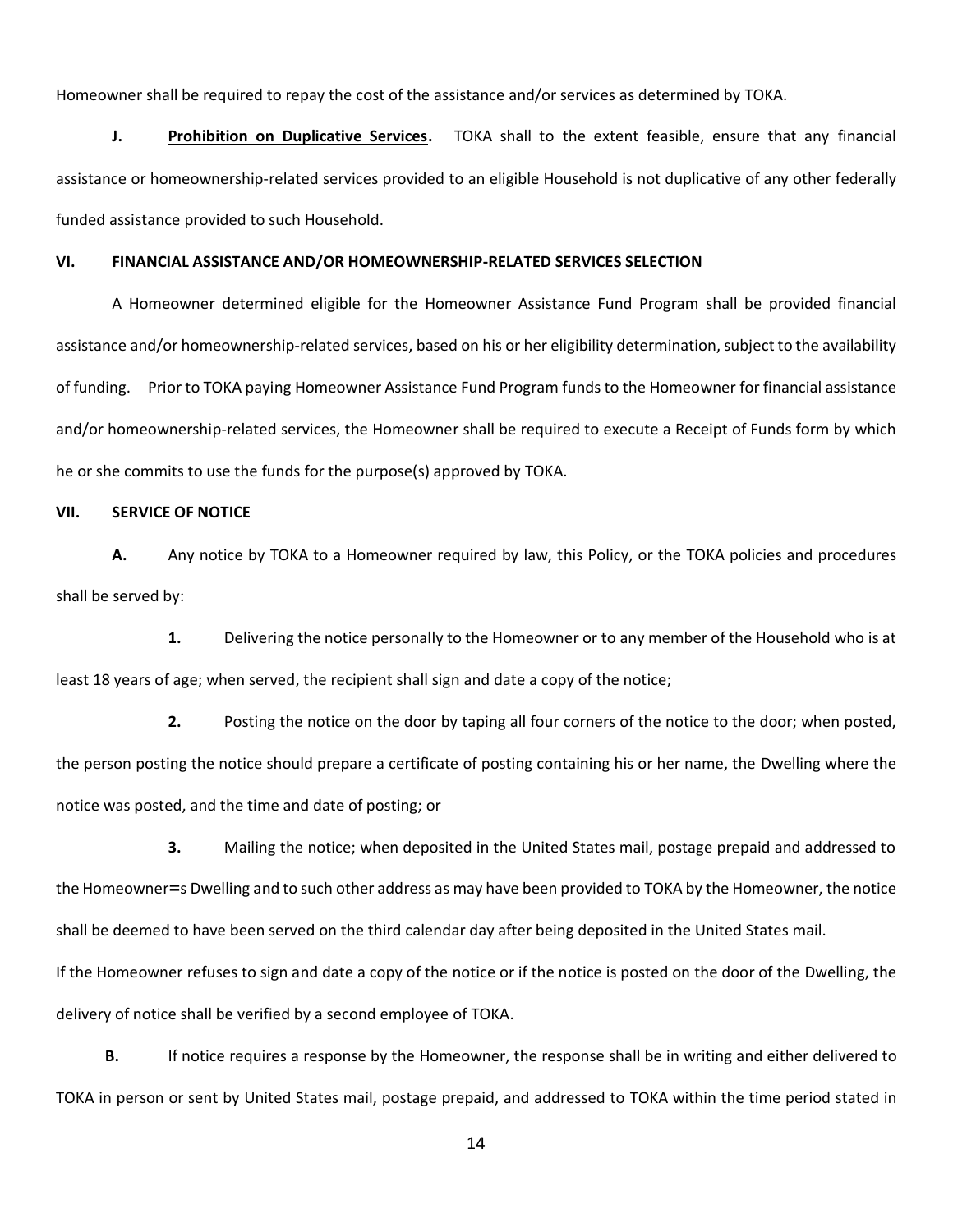Homeowner shall be required to repay the cost of the assistance and/or services as determined by TOKA.

**J.** **Prohibition on Duplicative Services.** TOKA shall to the extent feasible, ensure that any financial assistance or homeownership-related services provided to an eligible Household is not duplicative of any other federally funded assistance provided to such Household.

## VI. FINANCIAL ASSISTANCE AND/OR HOMEOWNERSHIP-RELATED SERVICES SELECTION

A Homeowner determined eligible for the Homeowner Assistance Fund Program shall be provided financial assistance and/or homeownership-related services, based on his or her eligibility determination, subject to the availability of funding. Prior to TOKA paying Homeowner Assistance Fund Program funds to the Homeowner for financial assistance and/or homeownership-related services, the Homeowner shall be required to execute a Receipt of Funds form by which he or she commits to use the funds for the purpose(s) approved by TOKA.

## VII. SERVICE OF NOTICE

**A.** Any notice by TOKA to a Homeowner required by law, this Policy, or the TOKA policies and procedures shall be served by:

**1.** Delivering the notice personally to the Homeowner or to any member of the Household who is at least 18 years of age; when served, the recipient shall sign and date a copy of the notice;

**2.** Posting the notice on the door by taping all four corners of the notice to the door; when posted, the person posting the notice should prepare a certificate of posting containing his or her name, the Dwelling where the notice was posted, and the time and date of posting; or

**3.** Mailing the notice; when deposited in the United States mail, postage prepaid and addressed to the Homeowner=s Dwelling and to such other address as may have been provided to TOKA by the Homeowner, the notice shall be deemed to have been served on the third calendar day after being deposited in the United States mail.

If the Homeowner refuses to sign and date a copy of the notice or if the notice is posted on the door of the Dwelling, the delivery of notice shall be verified by a second employee of TOKA.

**B.** If notice requires a response by the Homeowner, the response shall be in writing and either delivered to TOKA in person or sent by United States mail, postage prepaid, and addressed to TOKA within the time period stated in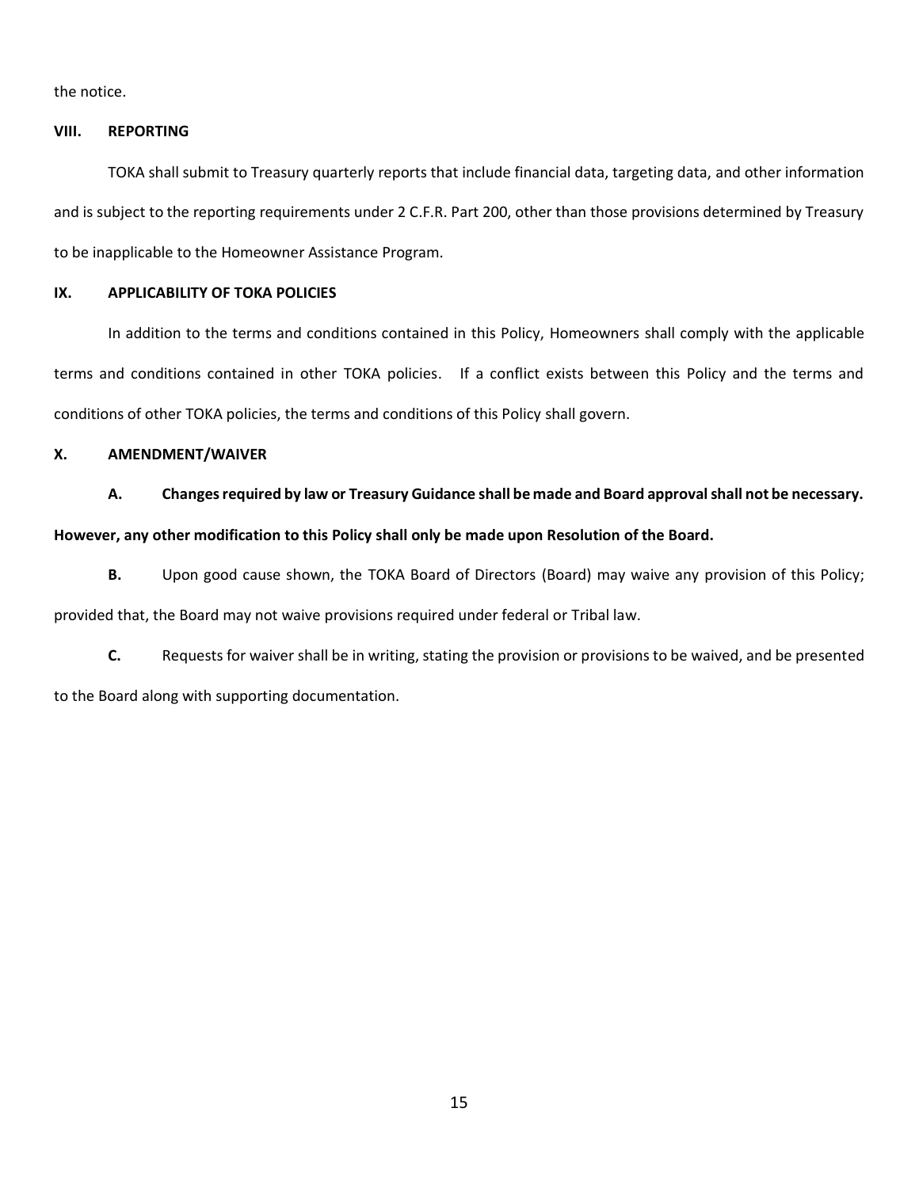the notice.

## VIII. REPORTING

TOKA shall submit to Treasury quarterly reports that include financial data, targeting data, and other information and is subject to the reporting requirements under 2 C.F.R. Part 200, other than those provisions determined by Treasury to be inapplicable to the Homeowner Assistance Program.

## IX. APPLICABILITY OF TOKA POLICIES

In addition to the terms and conditions contained in this Policy, Homeowners shall comply with the applicable terms and conditions contained in other TOKA policies. If a conflict exists between this Policy and the terms and conditions of other TOKA policies, the terms and conditions of this Policy shall govern.

## X. AMENDMENT/WAIVER

**A. Changes required by law or Treasury Guidance shall be made and Board approval shall not be necessary. However, any other modification to this Policy shall only be made upon Resolution of the Board.**

**B.** Upon good cause shown, the TOKA Board of Directors (Board) may waive any provision of this Policy; provided that, the Board may not waive provisions required under federal or Tribal law.

**C.** Requests for waiver shall be in writing, stating the provision or provisions to be waived, and be presented to the Board along with supporting documentation.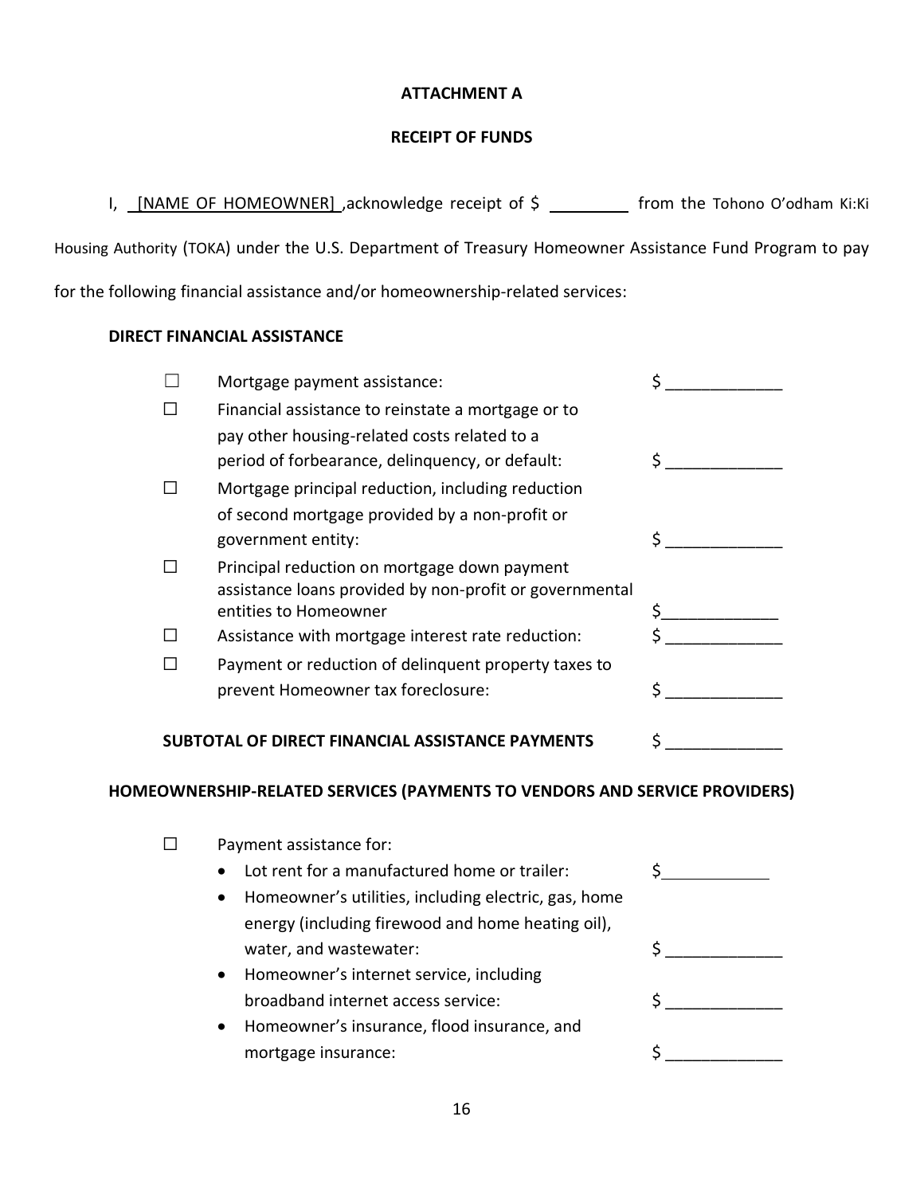**ATTACHMENT A**

**RECEIPT OF FUNDS**

I, [NAME OF HOMEOWNER] ,acknowledge receipt of $ _________ from the Tohono O'odham Ki:Ki Housing Authority (TOKA) under the U.S. Department of Treasury Homeowner Assistance Fund Program to pay for the following financial assistance and/or homeownership-related services:

**DIRECT FINANCIAL ASSISTANCE**

| | | |
|---|---|---|
| ☐ | Mortgage payment assistance: | $ _____________ |
| ☐ | Financial assistance to reinstate a mortgage or to pay other housing-related costs related to a period of forbearance, delinquency, or default: | $ _____________ |
| ☐ | Mortgage principal reduction, including reduction of second mortgage provided by a non-profit or government entity: | $ _____________ |
| ☐ | Principal reduction on mortgage down payment assistance loans provided by non-profit or governmental entities to Homeowner | $_____________ |
| ☐ | Assistance with mortgage interest rate reduction: | $ _____________ |
| ☐ | Payment or reduction of delinquent property taxes to prevent Homeowner tax foreclosure: | $ _____________ |

**SUBTOTAL OF DIRECT FINANCIAL ASSISTANCE PAYMENTS** $ _____________

**HOMEOWNERSHIP-RELATED SERVICES (PAYMENTS TO VENDORS AND SERVICE PROVIDERS)**

☐ Payment assistance for:

- Lot rent for a manufactured home or trailer: $____________
- Homeowner's utilities, including electric, gas, home energy (including firewood and home heating oil), water, and wastewater: $ _____________
- Homeowner's internet service, including broadband internet access service: $ _____________
- Homeowner's insurance, flood insurance, and mortgage insurance: $ _____________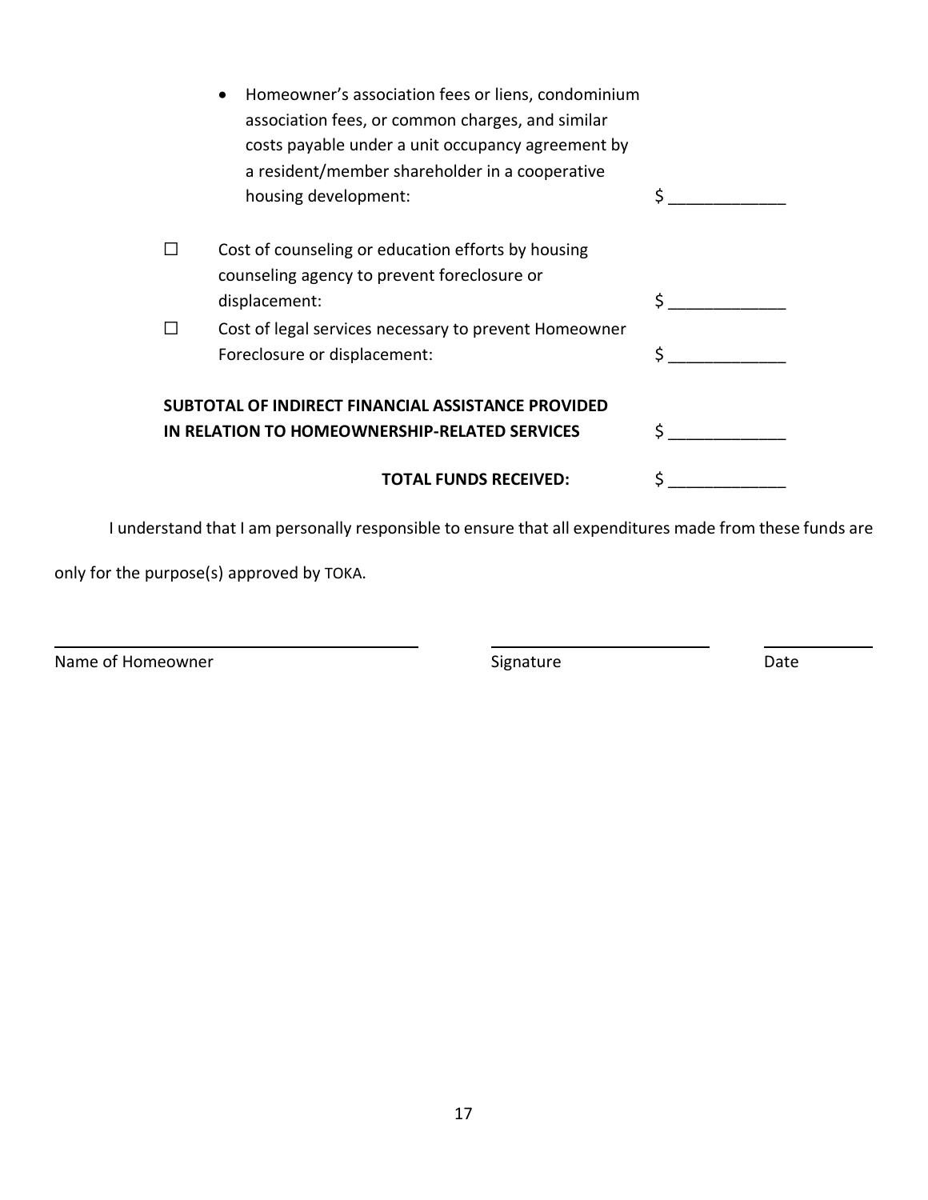- Homeowner's association fees or liens, condominium association fees, or common charges, and similar costs payable under a unit occupancy agreement by a resident/member shareholder in a cooperative housing development: $ _____________

☐ Cost of counseling or education efforts by housing counseling agency to prevent foreclosure or displacement: $ _____________

☐ Cost of legal services necessary to prevent Homeowner Foreclosure or displacement: $ _____________

**SUBTOTAL OF INDIRECT FINANCIAL ASSISTANCE PROVIDED IN RELATION TO HOMEOWNERSHIP-RELATED SERVICES** $ _____________

**TOTAL FUNDS RECEIVED:** $ _____________

I understand that I am personally responsible to ensure that all expenditures made from these funds are only for the purpose(s) approved by TOKA.

_______________________________ _______________________ ___________

Name of Homeowner Signature Date